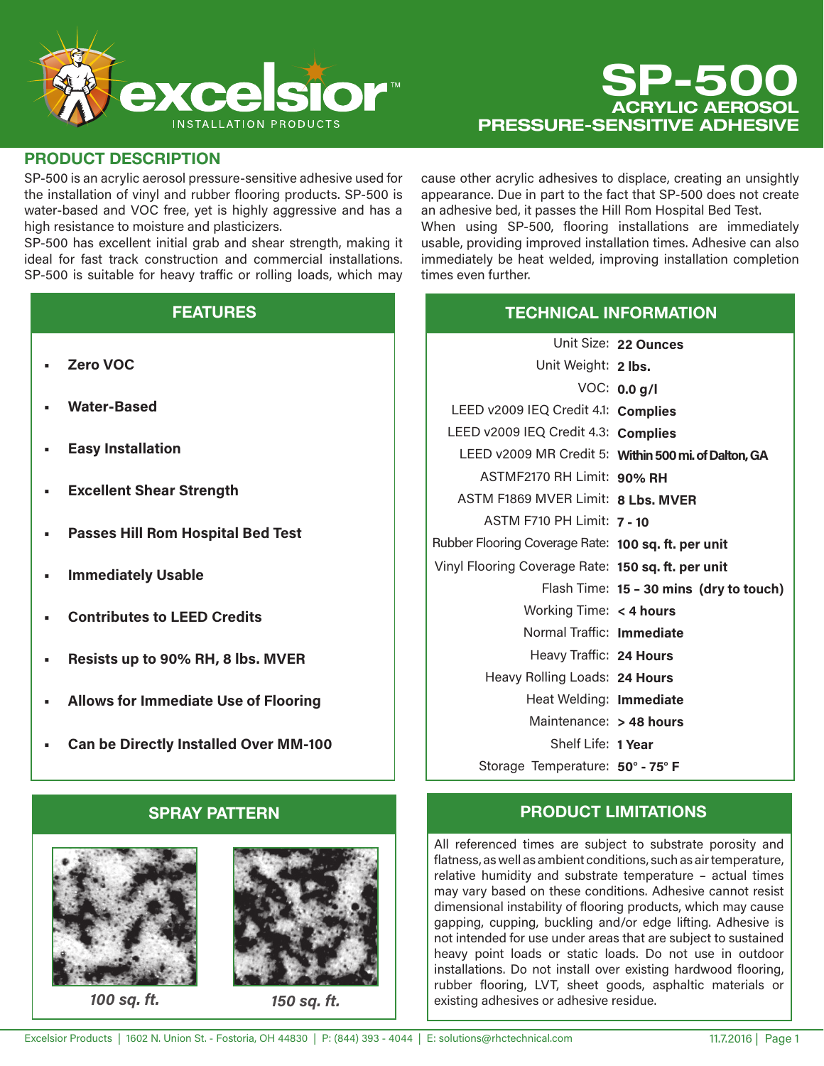# SP-500

## ACRYLIC AEROSOL PRESSURE-SENSITIVE ADHESIVE

## PRODUCT DESCRIPTION

SP-500 is an acrylic aerosol pressure-sensitive adhesive used for the installation of vinyl and rubber flooring products. SP-500 is water-based and VOC free, yet is highly aggressive and has a high resistance to moisture and plasticizers.

SP-500 has excellent initial grab and shear strength, making it ideal for fast track construction and commercial installations. SP-500 is suitable for heavy traffic or rolling loads, which may cause other acrylic adhesives to displace, creating an unsightly appearance. Due in part to the fact that SP-500 does not create an adhesive bed, it passes the Hill Rom Hospital Bed Test.

When using SP-500, flooring installations are immediately usable, providing improved installation times. Adhesive can also immediately be heat welded, improving installation completion times even further.

## FEATURES

- **Zero VOC**
- **Water-Based**
- **Easy Installation**
- **Excellent Shear Strength**
- **Passes Hill Rom Hospital Bed Test**
- **Immediately Usable**
- **Contributes to LEED Credits**
- **Resists up to 90% RH, 8 lbs. MVER**
- **Allows for Immediate Use of Flooring**
- **Can be Directly Installed Over MM-100**

## TECHNICAL INFORMATION

| | |
|---|---|
| Unit Size: | **22 Ounces** |
| Unit Weight: | **2 lbs.** |
| VOC: | **0.0 g/l** |
| LEED v2009 IEQ Credit 4.1: | **Complies** |
| LEED v2009 IEQ Credit 4.3: | **Complies** |
| LEED v2009 MR Credit 5: | **Within 500 mi. of Dalton, GA** |
| ASTMF2170 RH Limit: | **90% RH** |
| ASTM F1869 MVER Limit: | **8 Lbs. MVER** |
| ASTM F710 PH Limit: | **7 - 10** |
| Rubber Flooring Coverage Rate: | **100 sq. ft. per unit** |
| Vinyl Flooring Coverage Rate: | **150 sq. ft. per unit** |
| Flash Time: | **15 – 30 mins (dry to touch)** |
| Working Time: | **< 4 hours** |
| Normal Traffic: | **Immediate** |
| Heavy Traffic: | **24 Hours** |
| Heavy Rolling Loads: | **24 Hours** |
| Heat Welding: | **Immediate** |
| Maintenance: | **> 48 hours** |
| Shelf Life: | **1 Year** |
| Storage Temperature: | **50° - 75° F** |

## SPRAY PATTERN

*100 sq. ft.*

*150 sq. ft.*

## PRODUCT LIMITATIONS

All referenced times are subject to substrate porosity and flatness, as well as ambient conditions, such as air temperature, relative humidity and substrate temperature – actual times may vary based on these conditions. Adhesive cannot resist dimensional instability of flooring products, which may cause gapping, cupping, buckling and/or edge lifting. Adhesive is not intended for use under areas that are subject to sustained heavy point loads or static loads. Do not use in outdoor installations. Do not install over existing hardwood flooring, rubber flooring, LVT, sheet goods, asphaltic materials or existing adhesives or adhesive residue.

Excelsior Products | 1602 N. Union St. - Fostoria, OH 44830 | P: (844) 393 - 4044 | E: solutions@rhctechnical.com | 11.7.2016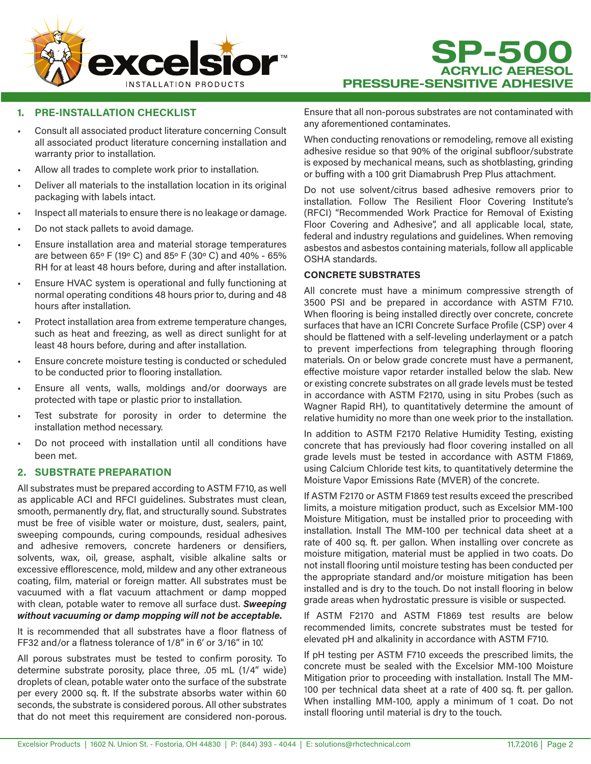# SP-500

## ACRYLIC AERESOL PRESSURE-SENSITIVE ADHESIVE

## 1. PRE-INSTALLATION CHECKLIST

- Consult all associated product literature concerning Consult all associated product literature concerning installation and warranty prior to installation.
- Allow all trades to complete work prior to installation.
- Deliver all materials to the installation location in its original packaging with labels intact.
- Inspect all materials to ensure there is no leakage or damage.
- Do not stack pallets to avoid damage.
- Ensure installation area and material storage temperatures are between 65º F (19º C) and 85º F (30º C) and 40% - 65% RH for at least 48 hours before, during and after installation.
- Ensure HVAC system is operational and fully functioning at normal operating conditions 48 hours prior to, during and 48 hours after installation.
- Protect installation area from extreme temperature changes, such as heat and freezing, as well as direct sunlight for at least 48 hours before, during and after installation.
- Ensure concrete moisture testing is conducted or scheduled to be conducted prior to flooring installation.
- Ensure all vents, walls, moldings and/or doorways are protected with tape or plastic prior to installation.
- Test substrate for porosity in order to determine the installation method necessary.
- Do not proceed with installation until all conditions have been met.

## 2. SUBSTRATE PREPARATION

All substrates must be prepared according to ASTM F710, as well as applicable ACI and RFCI guidelines. Substrates must clean, smooth, permanently dry, flat, and structurally sound. Substrates must be free of visible water or moisture, dust, sealers, paint, sweeping compounds, curing compounds, residual adhesives and adhesive removers, concrete hardeners or densifiers, solvents, wax, oil, grease, asphalt, visible alkaline salts or excessive efflorescence, mold, mildew and any other extraneous coating, film, material or foreign matter. All substrates must be vacuumed with a flat vacuum attachment or damp mopped with clean, potable water to remove all surface dust. ***Sweeping without vacuuming or damp mopping will not be acceptable.***

It is recommended that all substrates have a floor flatness of FF32 and/or a flatness tolerance of 1/8" in 6' or 3/16" in 10'.

All porous substrates must be tested to confirm porosity. To determine substrate porosity, place three, .05 mL (1/4" wide) droplets of clean, potable water onto the surface of the substrate per every 2000 sq. ft. If the substrate absorbs water within 60 seconds, the substrate is considered porous. All other substrates that do not meet this requirement are considered non-porous. Ensure that all non-porous substrates are not contaminated with any aforementioned contaminates.

When conducting renovations or remodeling, remove all existing adhesive residue so that 90% of the original subfloor/substrate is exposed by mechanical means, such as shotblasting, grinding or buffing with a 100 grit Diamabrush Prep Plus attachment.

Do not use solvent/citrus based adhesive removers prior to installation. Follow The Resilient Floor Covering Institute's (RFCI) "Recommended Work Practice for Removal of Existing Floor Covering and Adhesive", and all applicable local, state, federal and industry regulations and guidelines. When removing asbestos and asbestos containing materials, follow all applicable OSHA standards.

### CONCRETE SUBSTRATES

All concrete must have a minimum compressive strength of 3500 PSI and be prepared in accordance with ASTM F710. When flooring is being installed directly over concrete, concrete surfaces that have an ICRI Concrete Surface Profile (CSP) over 4 should be flattened with a self-leveling underlayment or a patch to prevent imperfections from telegraphing through flooring materials. On or below grade concrete must have a permanent, effective moisture vapor retarder installed below the slab. New or existing concrete substrates on all grade levels must be tested in accordance with ASTM F2170, using in situ Probes (such as Wagner Rapid RH), to quantitatively determine the amount of relative humidity no more than one week prior to the installation.

In addition to ASTM F2170 Relative Humidity Testing, existing concrete that has previously had floor covering installed on all grade levels must be tested in accordance with ASTM F1869, using Calcium Chloride test kits, to quantitatively determine the Moisture Vapor Emissions Rate (MVER) of the concrete.

If ASTM F2170 or ASTM F1869 test results exceed the prescribed limits, a moisture mitigation product, such as Excelsior MM-100 Moisture Mitigation, must be installed prior to proceeding with installation. Install The MM-100 per technical data sheet at a rate of 400 sq. ft. per gallon. When installing over concrete as moisture mitigation, material must be applied in two coats. Do not install flooring until moisture testing has been conducted per the appropriate standard and/or moisture mitigation has been installed and is dry to the touch. Do not install flooring in below grade areas when hydrostatic pressure is visible or suspected.

If ASTM F2170 and ASTM F1869 test results are below recommended limits, concrete substrates must be tested for elevated pH and alkalinity in accordance with ASTM F710.

If pH testing per ASTM F710 exceeds the prescribed limits, the concrete must be sealed with the Excelsior MM-100 Moisture Mitigation prior to proceeding with installation. Install The MM-100 per technical data sheet at a rate of 400 sq. ft. per gallon. When installing MM-100, apply a minimum of 1 coat. Do not install flooring until material is dry to the touch.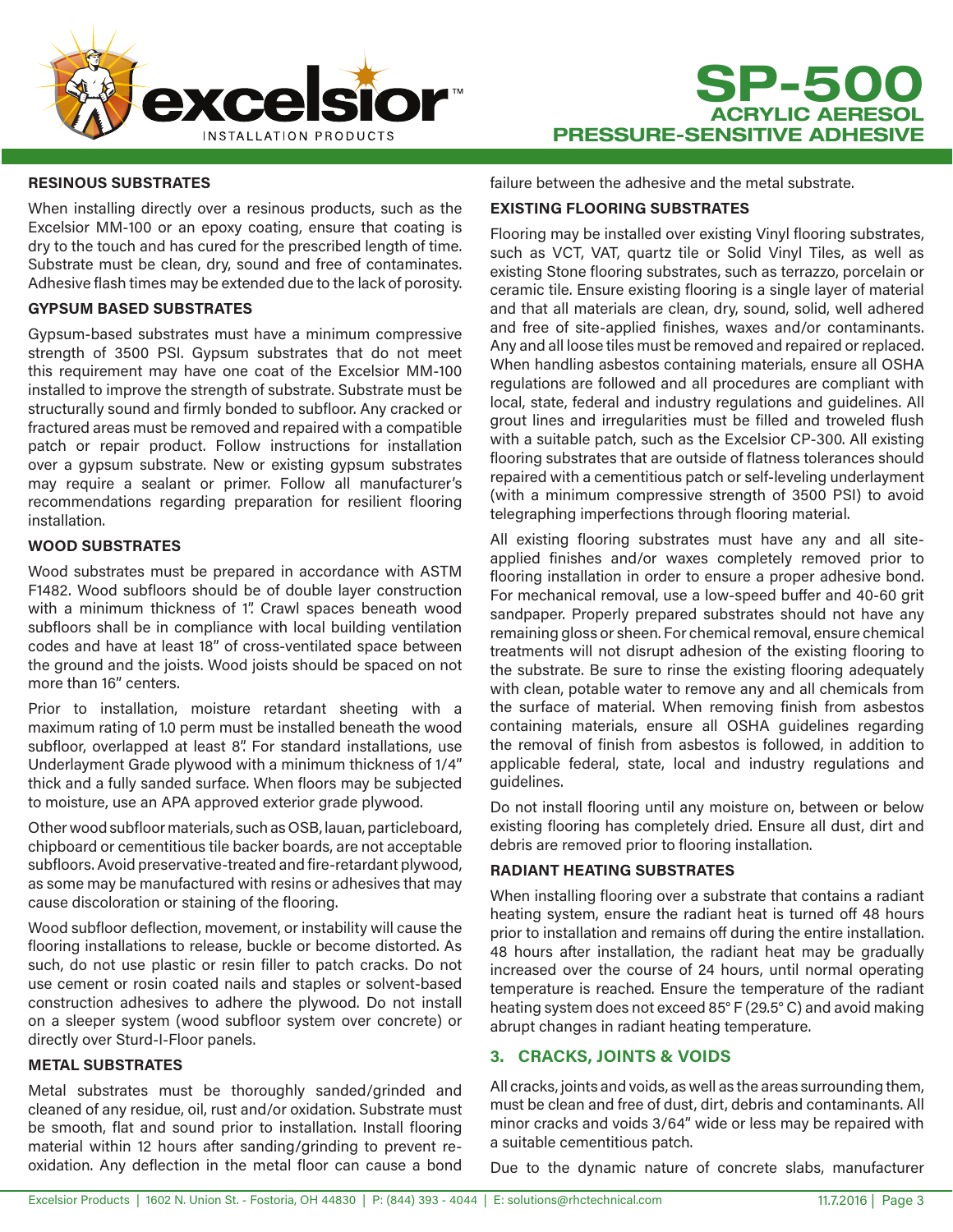### RESINOUS SUBSTRATES

When installing directly over a resinous products, such as the Excelsior MM-100 or an epoxy coating, ensure that coating is dry to the touch and has cured for the prescribed length of time. Substrate must be clean, dry, sound and free of contaminates. Adhesive flash times may be extended due to the lack of porosity.

### GYPSUM BASED SUBSTRATES

Gypsum-based substrates must have a minimum compressive strength of 3500 PSI. Gypsum substrates that do not meet this requirement may have one coat of the Excelsior MM-100 installed to improve the strength of substrate. Substrate must be structurally sound and firmly bonded to subfloor. Any cracked or fractured areas must be removed and repaired with a compatible patch or repair product. Follow instructions for installation over a gypsum substrate. New or existing gypsum substrates may require a sealant or primer. Follow all manufacturer's recommendations regarding preparation for resilient flooring installation.

### WOOD SUBSTRATES

Wood substrates must be prepared in accordance with ASTM F1482. Wood subfloors should be of double layer construction with a minimum thickness of 1". Crawl spaces beneath wood subfloors shall be in compliance with local building ventilation codes and have at least 18" of cross-ventilated space between the ground and the joists. Wood joists should be spaced on not more than 16" centers.

Prior to installation, moisture retardant sheeting with a maximum rating of 1.0 perm must be installed beneath the wood subfloor, overlapped at least 8". For standard installations, use Underlayment Grade plywood with a minimum thickness of 1/4" thick and a fully sanded surface. When floors may be subjected to moisture, use an APA approved exterior grade plywood.

Other wood subfloor materials, such as OSB, lauan, particleboard, chipboard or cementitious tile backer boards, are not acceptable subfloors. Avoid preservative-treated and fire-retardant plywood, as some may be manufactured with resins or adhesives that may cause discoloration or staining of the flooring.

Wood subfloor deflection, movement, or instability will cause the flooring installations to release, buckle or become distorted. As such, do not use plastic or resin filler to patch cracks. Do not use cement or rosin coated nails and staples or solvent-based construction adhesives to adhere the plywood. Do not install on a sleeper system (wood subfloor system over concrete) or directly over Sturd-I-Floor panels.

### METAL SUBSTRATES

Metal substrates must be thoroughly sanded/grinded and cleaned of any residue, oil, rust and/or oxidation. Substrate must be smooth, flat and sound prior to installation. Install flooring material within 12 hours after sanding/grinding to prevent re-oxidation. Any deflection in the metal floor can cause a bond failure between the adhesive and the metal substrate.

### EXISTING FLOORING SUBSTRATES

Flooring may be installed over existing Vinyl flooring substrates, such as VCT, VAT, quartz tile or Solid Vinyl Tiles, as well as existing Stone flooring substrates, such as terrazzo, porcelain or ceramic tile. Ensure existing flooring is a single layer of material and that all materials are clean, dry, sound, solid, well adhered and free of site-applied finishes, waxes and/or contaminants. Any and all loose tiles must be removed and repaired or replaced. When handling asbestos containing materials, ensure all OSHA regulations are followed and all procedures are compliant with local, state, federal and industry regulations and guidelines. All grout lines and irregularities must be filled and troweled flush with a suitable patch, such as the Excelsior CP-300. All existing flooring substrates that are outside of flatness tolerances should repaired with a cementitious patch or self-leveling underlayment (with a minimum compressive strength of 3500 PSI) to avoid telegraphing imperfections through flooring material.

All existing flooring substrates must have any and all site-applied finishes and/or waxes completely removed prior to flooring installation in order to ensure a proper adhesive bond. For mechanical removal, use a low-speed buffer and 40-60 grit sandpaper. Properly prepared substrates should not have any remaining gloss or sheen. For chemical removal, ensure chemical treatments will not disrupt adhesion of the existing flooring to the substrate. Be sure to rinse the existing flooring adequately with clean, potable water to remove any and all chemicals from the surface of material. When removing finish from asbestos containing materials, ensure all OSHA guidelines regarding the removal of finish from asbestos is followed, in addition to applicable federal, state, local and industry regulations and guidelines.

Do not install flooring until any moisture on, between or below existing flooring has completely dried. Ensure all dust, dirt and debris are removed prior to flooring installation.

### RADIANT HEATING SUBSTRATES

When installing flooring over a substrate that contains a radiant heating system, ensure the radiant heat is turned off 48 hours prior to installation and remains off during the entire installation. 48 hours after installation, the radiant heat may be gradually increased over the course of 24 hours, until normal operating temperature is reached. Ensure the temperature of the radiant heating system does not exceed 85° F (29.5° C) and avoid making abrupt changes in radiant heating temperature.

## 3. CRACKS, JOINTS & VOIDS

All cracks, joints and voids, as well as the areas surrounding them, must be clean and free of dust, dirt, debris and contaminants. All minor cracks and voids 3/64" wide or less may be repaired with a suitable cementitious patch.

Due to the dynamic nature of concrete slabs, manufacturer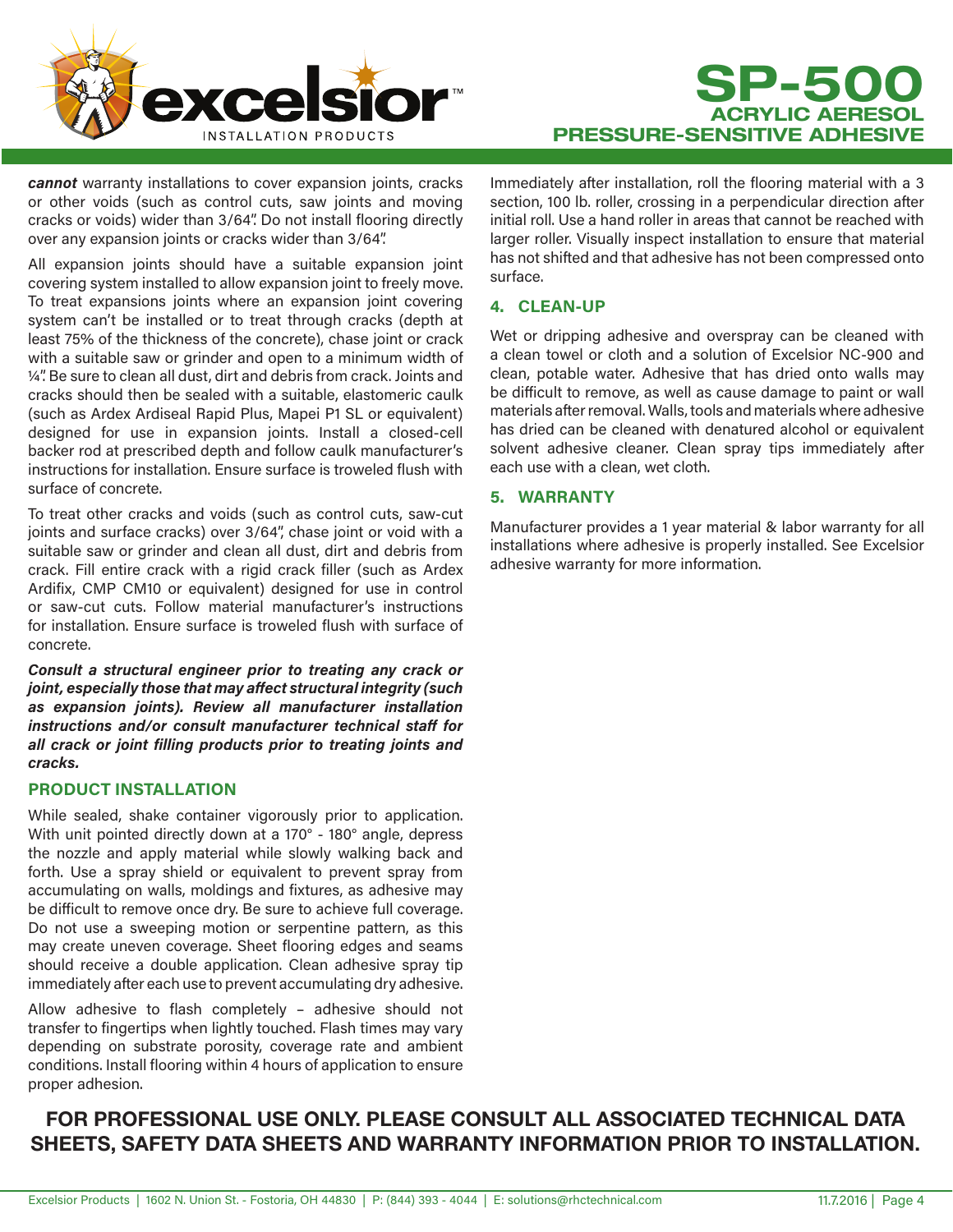***cannot*** warranty installations to cover expansion joints, cracks or other voids (such as control cuts, saw joints and moving cracks or voids) wider than 3/64". Do not install flooring directly over any expansion joints or cracks wider than 3/64".

All expansion joints should have a suitable expansion joint covering system installed to allow expansion joint to freely move. To treat expansions joints where an expansion joint covering system can't be installed or to treat through cracks (depth at least 75% of the thickness of the concrete), chase joint or crack with a suitable saw or grinder and open to a minimum width of ¼". Be sure to clean all dust, dirt and debris from crack. Joints and cracks should then be sealed with a suitable, elastomeric caulk (such as Ardex Ardiseal Rapid Plus, Mapei P1 SL or equivalent) designed for use in expansion joints. Install a closed-cell backer rod at prescribed depth and follow caulk manufacturer's instructions for installation. Ensure surface is troweled flush with surface of concrete.

To treat other cracks and voids (such as control cuts, saw-cut joints and surface cracks) over 3/64", chase joint or void with a suitable saw or grinder and clean all dust, dirt and debris from crack. Fill entire crack with a rigid crack filler (such as Ardex Ardifix, CMP CM10 or equivalent) designed for use in control or saw-cut cuts. Follow material manufacturer's instructions for installation. Ensure surface is troweled flush with surface of concrete.

***Consult a structural engineer prior to treating any crack or joint, especially those that may affect structural integrity (such as expansion joints). Review all manufacturer installation instructions and/or consult manufacturer technical staff for all crack or joint filling products prior to treating joints and cracks.***

## PRODUCT INSTALLATION

While sealed, shake container vigorously prior to application. With unit pointed directly down at a 170° - 180° angle, depress the nozzle and apply material while slowly walking back and forth. Use a spray shield or equivalent to prevent spray from accumulating on walls, moldings and fixtures, as adhesive may be difficult to remove once dry. Be sure to achieve full coverage. Do not use a sweeping motion or serpentine pattern, as this may create uneven coverage. Sheet flooring edges and seams should receive a double application. Clean adhesive spray tip immediately after each use to prevent accumulating dry adhesive.

Allow adhesive to flash completely – adhesive should not transfer to fingertips when lightly touched. Flash times may vary depending on substrate porosity, coverage rate and ambient conditions. Install flooring within 4 hours of application to ensure proper adhesion.

Immediately after installation, roll the flooring material with a 3 section, 100 lb. roller, crossing in a perpendicular direction after initial roll. Use a hand roller in areas that cannot be reached with larger roller. Visually inspect installation to ensure that material has not shifted and that adhesive has not been compressed onto surface.

## 4. CLEAN-UP

Wet or dripping adhesive and overspray can be cleaned with a clean towel or cloth and a solution of Excelsior NC-900 and clean, potable water. Adhesive that has dried onto walls may be difficult to remove, as well as cause damage to paint or wall materials after removal. Walls, tools and materials where adhesive has dried can be cleaned with denatured alcohol or equivalent solvent adhesive cleaner. Clean spray tips immediately after each use with a clean, wet cloth.

## 5. WARRANTY

Manufacturer provides a 1 year material & labor warranty for all installations where adhesive is properly installed. See Excelsior adhesive warranty for more information.

**FOR PROFESSIONAL USE ONLY. PLEASE CONSULT ALL ASSOCIATED TECHNICAL DATA SHEETS, SAFETY DATA SHEETS AND WARRANTY INFORMATION PRIOR TO INSTALLATION.**